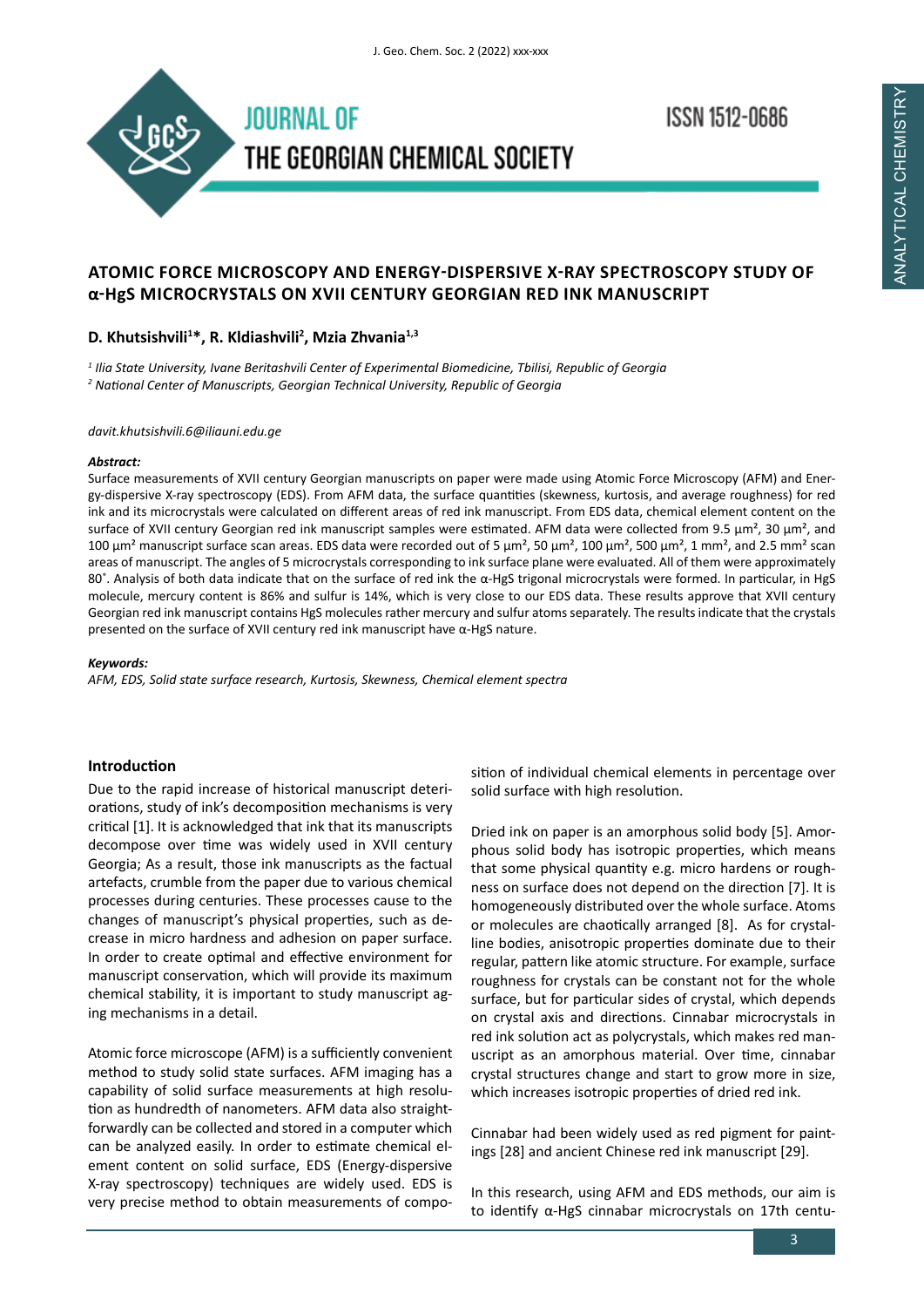# ATOMIC FORCE MICROSCOPY AND ENERGY-DISPERSIVE X-RAY SPECTROSCOPY STUDY OF α-HgS MICROCRYSTALS ON XVII CENTURY GEORGIAN RED INK MANUSCRIPT

**D. Khutsishvili[1]*, R. Kldiashvili[2], Mzia Zhvania[1,3]**

*[1] Ilia State University, Ivane Beritashvili Center of Experimental Biomedicine, Tbilisi, Republic of Georgia*
*[2] National Center of Manuscripts, Georgian Technical University, Republic of Georgia*

*davit.khutsishvili.6@iliauni.edu.ge*

***Abstract:***

Surface measurements of XVII century Georgian manuscripts on paper were made using Atomic Force Microscopy (AFM) and Energy-dispersive X-ray spectroscopy (EDS). From AFM data, the surface quantities (skewness, kurtosis, and average roughness) for red ink and its microcrystals were calculated on different areas of red ink manuscript. From EDS data, chemical element content on the surface of XVII century Georgian red ink manuscript samples were estimated. AFM data were collected from 9.5 µm², 30 µm², and 100 µm² manuscript surface scan areas. EDS data were recorded out of 5 µm², 50 µm², 100 µm², 500 µm², 1 mm², and 2.5 mm² scan areas of manuscript. The angles of 5 microcrystals corresponding to ink surface plane were evaluated. All of them were approximately 80˚. Analysis of both data indicate that on the surface of red ink the α-HgS trigonal microcrystals were formed. In particular, in HgS molecule, mercury content is 86% and sulfur is 14%, which is very close to our EDS data. These results approve that XVII century Georgian red ink manuscript contains HgS molecules rather mercury and sulfur atoms separately. The results indicate that the crystals presented on the surface of XVII century red ink manuscript have α-HgS nature.

***Keywords:***

*AFM, EDS, Solid state surface research, Kurtosis, Skewness, Chemical element spectra*

## Introduction

Due to the rapid increase of historical manuscript deteriorations, study of ink's decomposition mechanisms is very critical [1]. It is acknowledged that ink that its manuscripts decompose over time was widely used in XVII century Georgia; As a result, those ink manuscripts as the factual artefacts, crumble from the paper due to various chemical processes during centuries. These processes cause to the changes of manuscript's physical properties, such as decrease in micro hardness and adhesion on paper surface. In order to create optimal and effective environment for manuscript conservation, which will provide its maximum chemical stability, it is important to study manuscript aging mechanisms in a detail.

Atomic force microscope (AFM) is a sufficiently convenient method to study solid state surfaces. AFM imaging has a capability of solid surface measurements at high resolution as hundredth of nanometers. AFM data also straightforwardly can be collected and stored in a computer which can be analyzed easily. In order to estimate chemical element content on solid surface, EDS (Energy-dispersive X-ray spectroscopy) techniques are widely used. EDS is very precise method to obtain measurements of composition of individual chemical elements in percentage over solid surface with high resolution.

Dried ink on paper is an amorphous solid body [5]. Amorphous solid body has isotropic properties, which means that some physical quantity e.g. micro hardens or roughness on surface does not depend on the direction [7]. It is homogeneously distributed over the whole surface. Atoms or molecules are chaotically arranged [8]. As for crystalline bodies, anisotropic properties dominate due to their regular, pattern like atomic structure. For example, surface roughness for crystals can be constant not for the whole surface, but for particular sides of crystal, which depends on crystal axis and directions. Cinnabar microcrystals in red ink solution act as polycrystals, which makes red manuscript as an amorphous material. Over time, cinnabar crystal structures change and start to grow more in size, which increases isotropic properties of dried red ink.

Cinnabar had been widely used as red pigment for paintings [28] and ancient Chinese red ink manuscript [29].

In this research, using AFM and EDS methods, our aim is to identify α-HgS cinnabar microcrystals on 17th centu-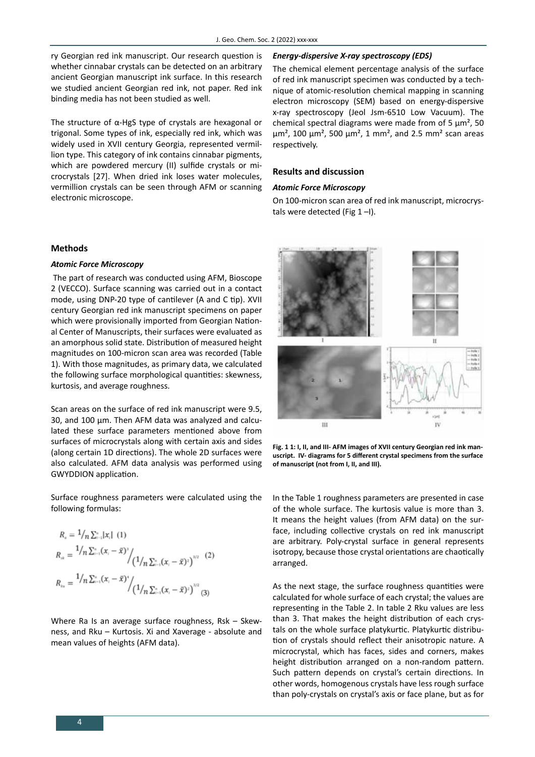ry Georgian red ink manuscript. Our research question is whether cinnabar crystals can be detected on an arbitrary ancient Georgian manuscript ink surface. In this research we studied ancient Georgian red ink, not paper. Red ink binding media has not been studied as well.

The structure of α-HgS type of crystals are hexagonal or trigonal. Some types of ink, especially red ink, which was widely used in XVII century Georgia, represented vermillion type. This category of ink contains cinnabar pigments, which are powdered mercury (II) sulfide crystals or microcrystals [27]. When dried ink loses water molecules, vermillion crystals can be seen through AFM or scanning electronic microscope.

## Methods

### *Atomic Force Microscopy*

The part of research was conducted using AFM, Bioscope 2 (VECCO). Surface scanning was carried out in a contact mode, using DNP-20 type of cantilever (A and C tip). XVII century Georgian red ink manuscript specimens on paper which were provisionally imported from Georgian National Center of Manuscripts, their surfaces were evaluated as an amorphous solid state. Distribution of measured height magnitudes on 100-micron scan area was recorded (Table 1). With those magnitudes, as primary data, we calculated the following surface morphological quantities: skewness, kurtosis, and average roughness.

Scan areas on the surface of red ink manuscript were 9.5, 30, and 100 µm. Then AFM data was analyzed and calculated these surface parameters mentioned above from surfaces of microcrystals along with certain axis and sides (along certain 1D directions). The whole 2D surfaces were also calculated. AFM data analysis was performed using GWYDDION application.

Surface roughness parameters were calculated using the following formulas:

$$R_a = {}^1\!/_n \sum_{i=1}^{n} |x_i| \quad (1)$$

$$R_{sk} = {}^1\!/_n \sum_{i=1}^{n} (x_i - \bar{x})^3 \Big/ \left({}^1\!/_n \sum_{i=1}^{n} (x_i - \bar{x})^2\right)^{3/2} \quad (2)$$

$$R_{ku} = {}^1\!/_n \sum_{i=1}^{n} (x_i - \bar{x})^4 \Big/ \left({}^1\!/_n \sum_{i=1}^{n} (x_i - \bar{x})^2\right)^{3/2} \quad (3)$$

Where Ra Is an average surface roughness, Rsk – Skewness, and Rku – Kurtosis. Xi and Xaverage - absolute and mean values of heights (AFM data).

### *Energy-dispersive X-ray spectroscopy (EDS)*

The chemical element percentage analysis of the surface of red ink manuscript specimen was conducted by a technique of atomic-resolution chemical mapping in scanning electron microscopy (SEM) based on energy-dispersive x-ray spectroscopy (Jeol Jsm-6510 Low Vacuum). The chemical spectral diagrams were made from of 5 µm², 50 µm², 100 µm², 500 µm², 1 mm², and 2.5 mm² scan areas respectively.

## Results and discussion

### *Atomic Force Microscopy*

On 100-micron scan area of red ink manuscript, microcrystals were detected (Fig 1 –I).

**Fig. 1 1: I, II, and III- AFM images of XVII century Georgian red ink manuscript. IV- diagrams for 5 different crystal specimens from the surface of manuscript (not from I, II, and III).**

In the Table 1 roughness parameters are presented in case of the whole surface. The kurtosis value is more than 3. It means the height values (from AFM data) on the surface, including collective crystals on red ink manuscript are arbitrary. Poly-crystal surface in general represents isotropy, because those crystal orientations are chaotically arranged.

As the next stage, the surface roughness quantities were calculated for whole surface of each crystal; the values are representing in the Table 2. In table 2 Rku values are less than 3. That makes the height distribution of each crystals on the whole surface platykurtic. Platykurtic distribution of crystals should reflect their anisotropic nature. A microcrystal, which has faces, sides and corners, makes height distribution arranged on a non-random pattern. Such pattern depends on crystal's certain directions. In other words, homogenous crystals have less rough surface than poly-crystals on crystal's axis or face plane, but as for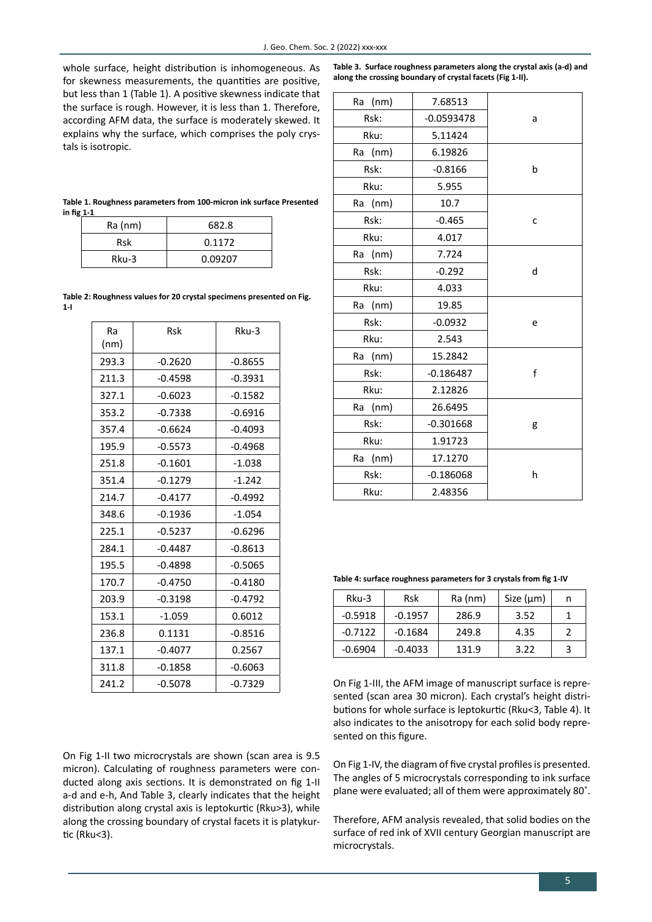whole surface, height distribution is inhomogeneous. As for skewness measurements, the quantities are positive, but less than 1 (Table 1). A positive skewness indicate that the surface is rough. However, it is less than 1. Therefore, according AFM data, the surface is moderately skewed. It explains why the surface, which comprises the poly crystals is isotropic.

**Table 1. Roughness parameters from 100-micron ink surface Presented in fig 1-1**

| Ra (nm) | 682.8 |
|---|---|
| Rsk | 0.1172 |
| Rku-3 | 0.09207 |

**Table 2: Roughness values for 20 crystal specimens presented on Fig. 1-I**

| Ra (nm) | Rsk | Rku-3 |
|---|---|---|
| 293.3 | -0.2620 | -0.8655 |
| 211.3 | -0.4598 | -0.3931 |
| 327.1 | -0.6023 | -0.1582 |
| 353.2 | -0.7338 | -0.6916 |
| 357.4 | -0.6624 | -0.4093 |
| 195.9 | -0.5573 | -0.4968 |
| 251.8 | -0.1601 | -1.038 |
| 351.4 | -0.1279 | -1.242 |
| 214.7 | -0.4177 | -0.4992 |
| 348.6 | -0.1936 | -1.054 |
| 225.1 | -0.5237 | -0.6296 |
| 284.1 | -0.4487 | -0.8613 |
| 195.5 | -0.4898 | -0.5065 |
| 170.7 | -0.4750 | -0.4180 |
| 203.9 | -0.3198 | -0.4792 |
| 153.1 | -1.059 | 0.6012 |
| 236.8 | 0.1131 | -0.8516 |
| 137.1 | -0.4077 | 0.2567 |
| 311.8 | -0.1858 | -0.6063 |
| 241.2 | -0.5078 | -0.7329 |

On Fig 1-II two microcrystals are shown (scan area is 9.5 micron). Calculating of roughness parameters were conducted along axis sections. It is demonstrated on fig 1-II a-d and e-h, And Table 3, clearly indicates that the height distribution along crystal axis is leptokurtic (Rku>3), while along the crossing boundary of crystal facets it is platykurtic (Rku<3).

**Table 3. Surface roughness parameters along the crystal axis (a-d) and along the crossing boundary of crystal facets (Fig 1-II).**

| Parameter | Value | Section |
|---|---|---|
| Ra (nm) | 7.68513 | a |
| Rsk: | -0.0593478 | |
| Rku: | 5.11424 | |
| Ra (nm) | 6.19826 | b |
| Rsk: | -0.8166 | |
| Rku: | 5.955 | |
| Ra (nm) | 10.7 | c |
| Rsk: | -0.465 | |
| Rku: | 4.017 | |
| Ra (nm) | 7.724 | d |
| Rsk: | -0.292 | |
| Rku: | 4.033 | |
| Ra (nm) | 19.85 | e |
| Rsk: | -0.0932 | |
| Rku: | 2.543 | |
| Ra (nm) | 15.2842 | f |
| Rsk: | -0.186487 | |
| Rku: | 2.12826 | |
| Ra (nm) | 26.6495 | g |
| Rsk: | -0.301668 | |
| Rku: | 1.91723 | |
| Ra (nm) | 17.1270 | h |
| Rsk: | -0.186068 | |
| Rku: | 2.48356 | |

**Table 4: surface roughness parameters for 3 crystals from fig 1-IV**

| Rku-3 | Rsk | Ra (nm) | Size (µm) | n |
|---|---|---|---|---|
| -0.5918 | -0.1957 | 286.9 | 3.52 | 1 |
| -0.7122 | -0.1684 | 249.8 | 4.35 | 2 |
| -0.6904 | -0.4033 | 131.9 | 3.22 | 3 |

On Fig 1-III, the AFM image of manuscript surface is represented (scan area 30 micron). Each crystal's height distributions for whole surface is leptokurtic (Rku<3, Table 4). It also indicates to the anisotropy for each solid body represented on this figure.

On Fig 1-IV, the diagram of five crystal profiles is presented. The angles of 5 microcrystals corresponding to ink surface plane were evaluated; all of them were approximately 80˚.

Therefore, AFM analysis revealed, that solid bodies on the surface of red ink of XVII century Georgian manuscript are microcrystals.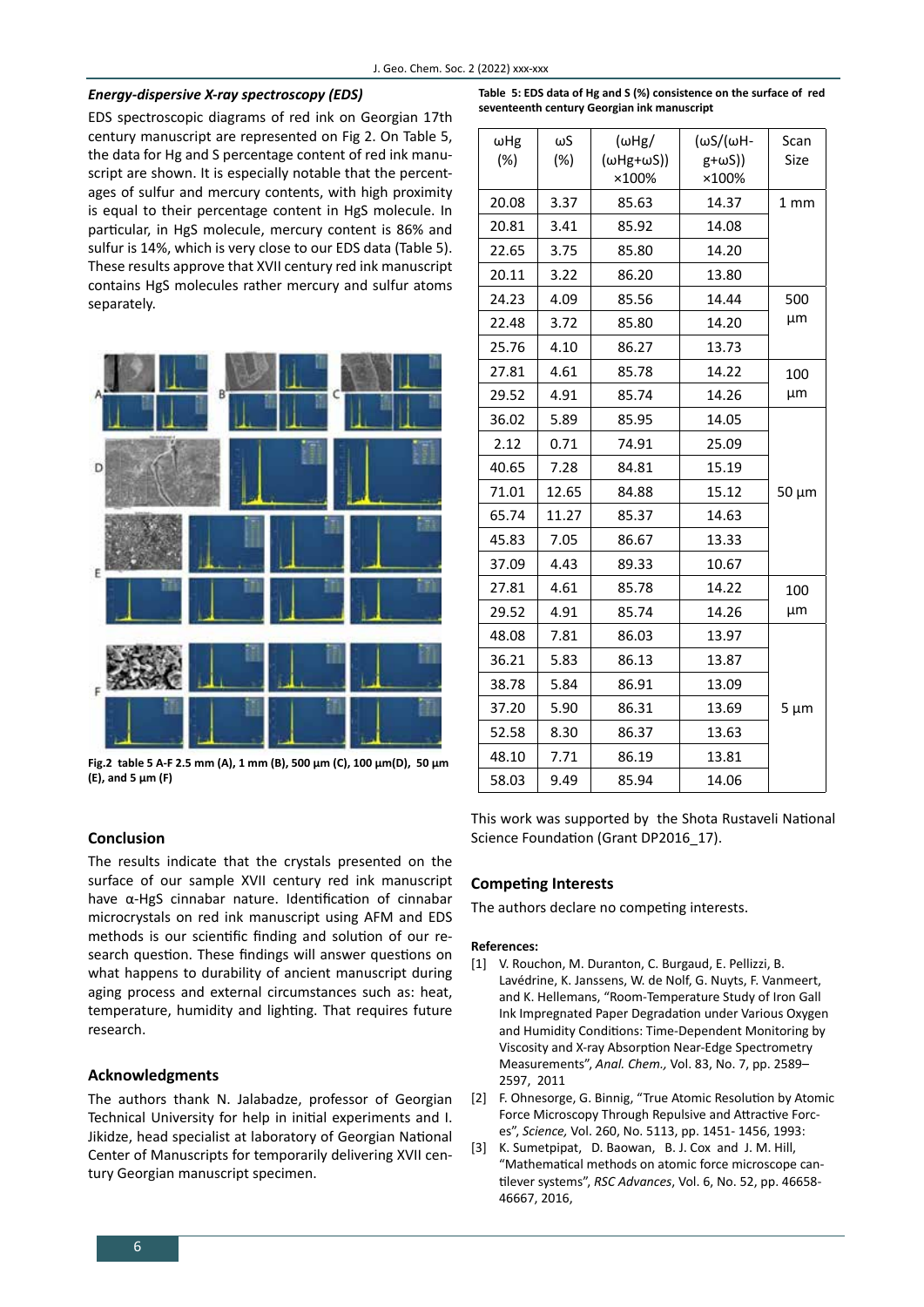### *Energy-dispersive X-ray spectroscopy (EDS)*

EDS spectroscopic diagrams of red ink on Georgian 17th century manuscript are represented on Fig 2. On Table 5, the data for Hg and S percentage content of red ink manuscript are shown. It is especially notable that the percentages of sulfur and mercury contents, with high proximity is equal to their percentage content in HgS molecule. In particular, in HgS molecule, mercury content is 86% and sulfur is 14%, which is very close to our EDS data (Table 5). These results approve that XVII century red ink manuscript contains HgS molecules rather mercury and sulfur atoms separately.

**Fig.2 table 5 A-F 2.5 mm (A), 1 mm (B), 500 µm (C), 100 µm(D), 50 µm (E), and 5 µm (F)**

**Table 5: EDS data of Hg and S (%) consistence on the surface of red seventeenth century Georgian ink manuscript**

| ωHg (%) | ωS (%) | (ωHg/(ωHg+ωS)) ×100% | (ωS/(ωHg+ωS)) ×100% | Scan Size |
|---|---|---|---|---|
| 20.08 | 3.37 | 85.63 | 14.37 | 1 mm |
| 20.81 | 3.41 | 85.92 | 14.08 | |
| 22.65 | 3.75 | 85.80 | 14.20 | |
| 20.11 | 3.22 | 86.20 | 13.80 | |
| 24.23 | 4.09 | 85.56 | 14.44 | 500 µm |
| 22.48 | 3.72 | 85.80 | 14.20 | |
| 25.76 | 4.10 | 86.27 | 13.73 | |
| 27.81 | 4.61 | 85.78 | 14.22 | 100 µm |
| 29.52 | 4.91 | 85.74 | 14.26 | |
| 36.02 | 5.89 | 85.95 | 14.05 | 50 µm |
| 2.12 | 0.71 | 74.91 | 25.09 | |
| 40.65 | 7.28 | 84.81 | 15.19 | |
| 71.01 | 12.65 | 84.88 | 15.12 | |
| 65.74 | 11.27 | 85.37 | 14.63 | |
| 45.83 | 7.05 | 86.67 | 13.33 | |
| 37.09 | 4.43 | 89.33 | 10.67 | |
| 27.81 | 4.61 | 85.78 | 14.22 | 100 µm |
| 29.52 | 4.91 | 85.74 | 14.26 | |
| 48.08 | 7.81 | 86.03 | 13.97 | 5 µm |
| 36.21 | 5.83 | 86.13 | 13.87 | |
| 38.78 | 5.84 | 86.91 | 13.09 | |
| 37.20 | 5.90 | 86.31 | 13.69 | |
| 52.58 | 8.30 | 86.37 | 13.63 | |
| 48.10 | 7.71 | 86.19 | 13.81 | |
| 58.03 | 9.49 | 85.94 | 14.06 | |

## Conclusion

The results indicate that the crystals presented on the surface of our sample XVII century red ink manuscript have α-HgS cinnabar nature. Identification of cinnabar microcrystals on red ink manuscript using AFM and EDS methods is our scientific finding and solution of our research question. These findings will answer questions on what happens to durability of ancient manuscript during aging process and external circumstances such as: heat, temperature, humidity and lighting. That requires future research.

## Acknowledgments

The authors thank N. Jalabadze, professor of Georgian Technical University for help in initial experiments and I. Jikidze, head specialist at laboratory of Georgian National Center of Manuscripts for temporarily delivering XVII century Georgian manuscript specimen.

This work was supported by the Shota Rustaveli National Science Foundation (Grant DP2016_17).

## Competing Interests

The authors declare no competing interests.

#### References:

[1] V. Rouchon, M. Duranton, C. Burgaud, E. Pellizzi, B. Lavédrine, K. Janssens, W. de Nolf, G. Nuyts, F. Vanmeert, and K. Hellemans, "Room-Temperature Study of Iron Gall Ink Impregnated Paper Degradation under Various Oxygen and Humidity Conditions: Time-Dependent Monitoring by Viscosity and X-ray Absorption Near-Edge Spectrometry Measurements", *Anal. Chem.,* Vol. 83, No. 7, pp. 2589–2597, 2011

[2] F. Ohnesorge, G. Binnig, "True Atomic Resolution by Atomic Force Microscopy Through Repulsive and Attractive Forces", *Science,* Vol. 260, No. 5113, pp. 1451- 1456, 1993:

[3] K. Sumetpipat, D. Baowan, B. J. Cox and J. M. Hill, "Mathematical methods on atomic force microscope cantilever systems", *RSC Advances*, Vol. 6, No. 52, pp. 46658-46667, 2016,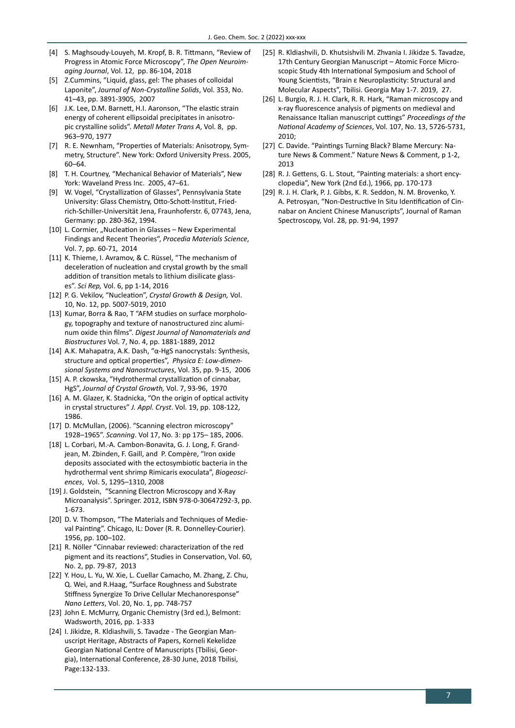[4] S. Maghsoudy-Louyeh, M. Kropf, B. R. Tittmann, "Review of Progress in Atomic Force Microscopy", *The Open Neuroimaging Journal*, Vol. 12, pp. 86-104, 2018

[5] Z.Cummins, "Liquid, glass, gel: The phases of colloidal Laponite", *Journal of Non-Crystalline Solids*, Vol. 353, No. 41–43, pp. 3891-3905, 2007

[6] J.K. Lee, D.M. Barnett, H.I. Aaronson, "The elastic strain energy of coherent ellipsoidal precipitates in anisotropic crystalline solids". *Metall Mater Trans A*, Vol. 8, pp. 963–970, 1977

[7] R. E. Newnham, "Properties of Materials: Anisotropy, Symmetry, Structure". New York: Oxford University Press. 2005, 60–64.

[8] T. H. Courtney, "Mechanical Behavior of Materials", New York: Waveland Press Inc. 2005, 47–61.

[9] W. Vogel, "Crystallization of Glasses", Pennsylvania State University: Glass Chemistry, Otto-Schott-Institut, Friedrich-Schiller-Universität Jena, Fraunhoferstr. 6, 07743, Jena, Germany: pp. 280-362, 1994.

[10] L. Cormier, „Nucleation in Glasses – New Experimental Findings and Recent Theories", *Procedia Materials Science*, Vol. 7, pp. 60-71, 2014

[11] K. Thieme, I. Avramov, & C. Rüssel, "The mechanism of deceleration of nucleation and crystal growth by the small addition of transition metals to lithium disilicate glasses". *Sci Rep,* Vol. 6, pp 1-14, 2016

[12] P. G. Vekilov, "Nucleation", *Crystal Growth & Design,* Vol. 10, No. 12, pp. 5007-5019, 2010

[13] Kumar, Borra & Rao, T "AFM studies on surface morphology, topography and texture of nanostructured zinc aluminum oxide thin films". *Digest Journal of Nanomaterials and Biostructures* Vol. 7, No. 4, pp. 1881-1889, 2012

[14] A.K. Mahapatra, A.K. Dash, "α-HgS nanocrystals: Synthesis, structure and optical properties", *Physica E: Low-dimensional Systems and Nanostructures*, Vol. 35, pp. 9-15, 2006

[15] A. P. ckowska, "Hydrothermal crystallization of cinnabar, HgS", *Journal of Crystal Growth,* Vol. 7, 93-96, 1970

[16] A. M. Glazer, K. Stadnicka, "On the origin of optical activity in crystal structures" *J. Appl. Cryst*. Vol. 19, pp. 108-122, 1986.

[17] D. McMullan, (2006). "Scanning electron microscopy" 1928–1965". *Scanning*. Vol 17, No. 3: pp 175– 185, 2006.

[18] L. Corbari, M.-A. Cambon-Bonavita, G. J. Long, F. Grandjean, M. Zbinden, F. Gaill, and P. Compère, "Iron oxide deposits associated with the ectosymbiotic bacteria in the hydrothermal vent shrimp Rimicaris exoculata", *Biogeosciences*, Vol. 5, 1295–1310, 2008

[19] J. Goldstein, "Scanning Electron Microscopy and X-Ray Microanalysis". Springer. 2012, ISBN 978-0-30647292-3, pp. 1-673.

[20] D. V. Thompson, "The Materials and Techniques of Medieval Painting". Chicago, IL: Dover (R. R. Donnelley-Courier). 1956, pp. 100–102.

[21] R. Nöller "Cinnabar reviewed: characterization of the red pigment and its reactions", Studies in Conservation, Vol. 60, No. 2, pp. 79-87, 2013

[22] Y. Hou, L. Yu, W. Xie, L. Cuellar Camacho, M. Zhang, Z. Chu, Q. Wei, and R.Haag, "Surface Roughness and Substrate Stiffness Synergize To Drive Cellular Mechanoresponse" *Nano Letters*, Vol. 20, No. 1, pp. 748-757

[23] John E. McMurry, Organic Chemistry (3rd ed.), Belmont: Wadsworth, 2016, pp. 1-333

[24] I. Jikidze, R. Kldiashvili, S. Tavadze - The Georgian Manuscript Heritage, Abstracts of Papers, Korneli Kekelidze Georgian National Centre of Manuscripts (Tbilisi, Georgia), International Conference, 28-30 June, 2018 Tbilisi, Page:132-133.

[25] R. Kldiashvili, D. Khutsishvili M. Zhvania I. Jikidze S. Tavadze, 17th Century Georgian Manuscript – Atomic Force Microscopic Study 4th International Symposium and School of Young Scientists, "Brain ε Neuroplasticity: Structural and Molecular Aspects", Tbilisi. Georgia May 1-7. 2019, 27.

[26] L. Burgio, R. J. H. Clark, R. R. Hark, "Raman microscopy and x-ray fluorescence analysis of pigments on medieval and Renaissance Italian manuscript cuttings" *Proceedings of the National Academy of Sciences*, Vol. 107, No. 13, 5726-5731, 2010;

[27] C. Davide. "Paintings Turning Black? Blame Mercury: Nature News & Comment." Nature News & Comment, p 1-2, 2013

[28] R. J. Gettens, G. L. Stout, "Painting materials: a short encyclopedia", New York (2nd Ed.), 1966, pp. 170-173

[29] R. J. H. Clark, P. J. Gibbs, K. R. Seddon, N. M. Brovenko, Y. A. Petrosyan, "Non-Destructive In Situ Identification of Cinnabar on Ancient Chinese Manuscripts", Journal of Raman Spectroscopy, Vol. 28, pp. 91-94, 1997